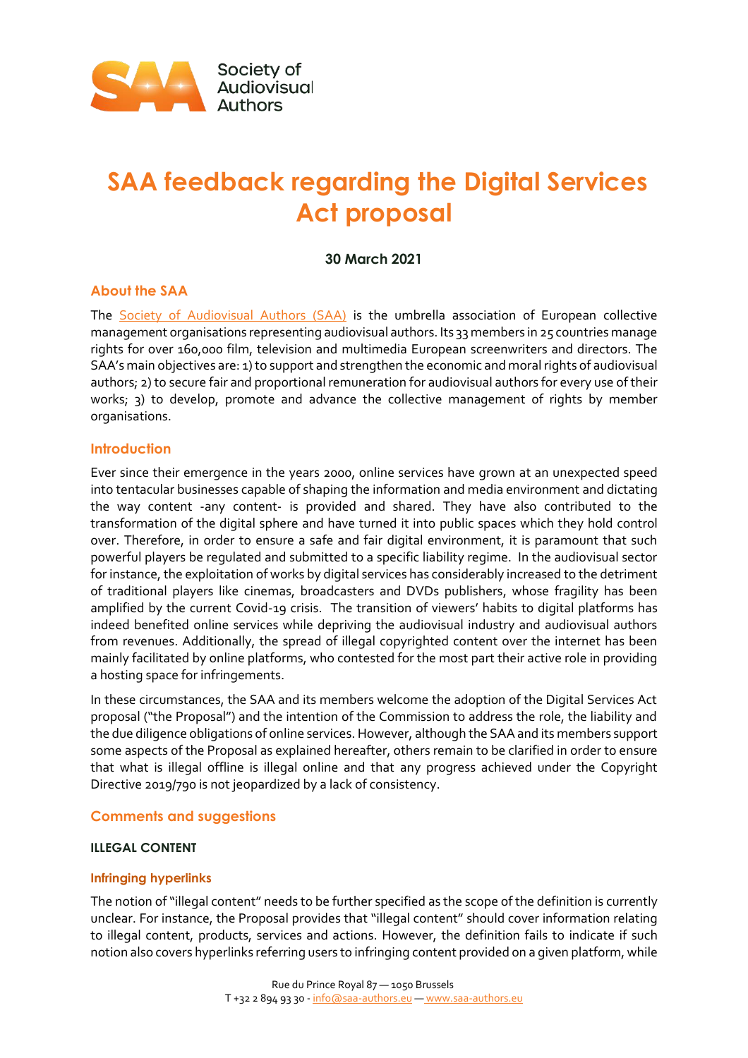# SAA feedback regarding the Digital Services Act proposal

**30 March 2021**

## About the SAA

The Society of Audiovisual Authors (SAA) is the umbrella association of European collective management organisations representing audiovisual authors. Its 33 members in 25 countries manage rights for over 160,000 film, television and multimedia European screenwriters and directors. The SAA's main objectives are: 1) to support and strengthen the economic and moral rights of audiovisual authors; 2) to secure fair and proportional remuneration for audiovisual authors for every use of their works; 3) to develop, promote and advance the collective management of rights by member organisations.

## Introduction

Ever since their emergence in the years 2000, online services have grown at an unexpected speed into tentacular businesses capable of shaping the information and media environment and dictating the way content -any content- is provided and shared. They have also contributed to the transformation of the digital sphere and have turned it into public spaces which they hold control over. Therefore, in order to ensure a safe and fair digital environment, it is paramount that such powerful players be regulated and submitted to a specific liability regime. In the audiovisual sector for instance, the exploitation of works by digital services has considerably increased to the detriment of traditional players like cinemas, broadcasters and DVDs publishers, whose fragility has been amplified by the current Covid-19 crisis. The transition of viewers' habits to digital platforms has indeed benefited online services while depriving the audiovisual industry and audiovisual authors from revenues. Additionally, the spread of illegal copyrighted content over the internet has been mainly facilitated by online platforms, who contested for the most part their active role in providing a hosting space for infringements.

In these circumstances, the SAA and its members welcome the adoption of the Digital Services Act proposal ("the Proposal") and the intention of the Commission to address the role, the liability and the due diligence obligations of online services. However, although the SAA and its members support some aspects of the Proposal as explained hereafter, others remain to be clarified in order to ensure that what is illegal offline is illegal online and that any progress achieved under the Copyright Directive 2019/790 is not jeopardized by a lack of consistency.

## Comments and suggestions

### ILLEGAL CONTENT

#### Infringing hyperlinks

The notion of "illegal content" needs to be further specified as the scope of the definition is currently unclear. For instance, the Proposal provides that "illegal content" should cover information relating to illegal content, products, services and actions. However, the definition fails to indicate if such notion also covers hyperlinks referring users to infringing content provided on a given platform, while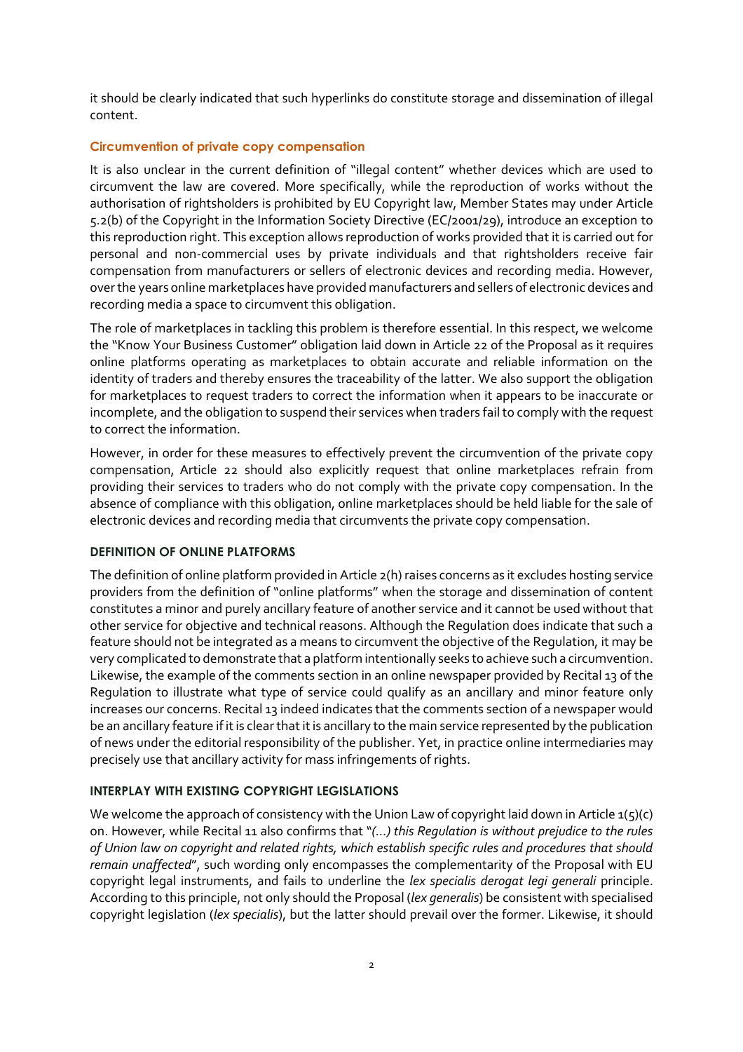it should be clearly indicated that such hyperlinks do constitute storage and dissemination of illegal content.

### Circumvention of private copy compensation

It is also unclear in the current definition of "illegal content" whether devices which are used to circumvent the law are covered. More specifically, while the reproduction of works without the authorisation of rightsholders is prohibited by EU Copyright law, Member States may under Article 5.2(b) of the Copyright in the Information Society Directive (EC/2001/29), introduce an exception to this reproduction right. This exception allows reproduction of works provided that it is carried out for personal and non-commercial uses by private individuals and that rightsholders receive fair compensation from manufacturers or sellers of electronic devices and recording media. However, over the years online marketplaces have provided manufacturers and sellers of electronic devices and recording media a space to circumvent this obligation.

The role of marketplaces in tackling this problem is therefore essential. In this respect, we welcome the "Know Your Business Customer" obligation laid down in Article 22 of the Proposal as it requires online platforms operating as marketplaces to obtain accurate and reliable information on the identity of traders and thereby ensures the traceability of the latter. We also support the obligation for marketplaces to request traders to correct the information when it appears to be inaccurate or incomplete, and the obligation to suspend their services when traders fail to comply with the request to correct the information.

However, in order for these measures to effectively prevent the circumvention of the private copy compensation, Article 22 should also explicitly request that online marketplaces refrain from providing their services to traders who do not comply with the private copy compensation. In the absence of compliance with this obligation, online marketplaces should be held liable for the sale of electronic devices and recording media that circumvents the private copy compensation.

## DEFINITION OF ONLINE PLATFORMS

The definition of online platform provided in Article 2(h) raises concerns as it excludes hosting service providers from the definition of "online platforms" when the storage and dissemination of content constitutes a minor and purely ancillary feature of another service and it cannot be used without that other service for objective and technical reasons. Although the Regulation does indicate that such a feature should not be integrated as a means to circumvent the objective of the Regulation, it may be very complicated to demonstrate that a platform intentionally seeks to achieve such a circumvention. Likewise, the example of the comments section in an online newspaper provided by Recital 13 of the Regulation to illustrate what type of service could qualify as an ancillary and minor feature only increases our concerns. Recital 13 indeed indicates that the comments section of a newspaper would be an ancillary feature if it is clear that it is ancillary to the main service represented by the publication of news under the editorial responsibility of the publisher. Yet, in practice online intermediaries may precisely use that ancillary activity for mass infringements of rights.

## INTERPLAY WITH EXISTING COPYRIGHT LEGISLATIONS

We welcome the approach of consistency with the Union Law of copyright laid down in Article 1(5)(c) on. However, while Recital 11 also confirms that "*(...) this Regulation is without prejudice to the rules of Union law on copyright and related rights, which establish specific rules and procedures that should remain unaffected*", such wording only encompasses the complementarity of the Proposal with EU copyright legal instruments, and fails to underline the *lex specialis derogat legi generali* principle. According to this principle, not only should the Proposal (*lex generalis*) be consistent with specialised copyright legislation (*lex specialis*), but the latter should prevail over the former. Likewise, it should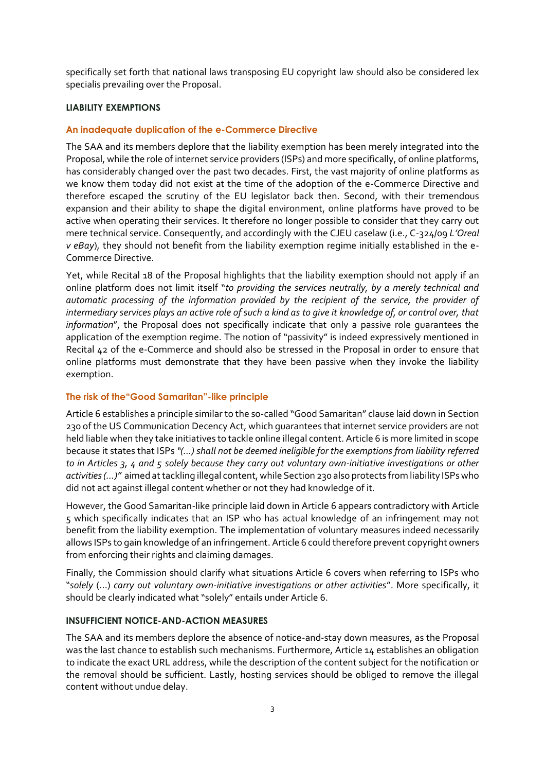specifically set forth that national laws transposing EU copyright law should also be considered lex specialis prevailing over the Proposal.

## LIABILITY EXEMPTIONS

### An inadequate duplication of the e-Commerce Directive

The SAA and its members deplore that the liability exemption has been merely integrated into the Proposal, while the role of internet service providers (ISPs) and more specifically, of online platforms, has considerably changed over the past two decades. First, the vast majority of online platforms as we know them today did not exist at the time of the adoption of the e-Commerce Directive and therefore escaped the scrutiny of the EU legislator back then. Second, with their tremendous expansion and their ability to shape the digital environment, online platforms have proved to be active when operating their services. It therefore no longer possible to consider that they carry out mere technical service. Consequently, and accordingly with the CJEU caselaw (i.e., C-324/09 *L'Oreal v eBay*), they should not benefit from the liability exemption regime initially established in the e-Commerce Directive.

Yet, while Recital 18 of the Proposal highlights that the liability exemption should not apply if an online platform does not limit itself "*to providing the services neutrally, by a merely technical and automatic processing of the information provided by the recipient of the service, the provider of intermediary services plays an active role of such a kind as to give it knowledge of, or control over, that information*", the Proposal does not specifically indicate that only a passive role guarantees the application of the exemption regime. The notion of "passivity" is indeed expressively mentioned in Recital 42 of the e-Commerce and should also be stressed in the Proposal in order to ensure that online platforms must demonstrate that they have been passive when they invoke the liability exemption.

### The risk of the"Good Samaritan"-like principle

Article 6 establishes a principle similar to the so-called "Good Samaritan" clause laid down in Section 230 of the US Communication Decency Act, which guarantees that internet service providers are not held liable when they take initiatives to tackle online illegal content. Article 6 is more limited in scope because it states that ISPs *"(...) shall not be deemed ineligible for the exemptions from liability referred to in Articles 3, 4 and 5 solely because they carry out voluntary own-initiative investigations or other activities (...)"* aimed at tackling illegal content, while Section 230 also protects from liability ISPs who did not act against illegal content whether or not they had knowledge of it.

However, the Good Samaritan-like principle laid down in Article 6 appears contradictory with Article 5 which specifically indicates that an ISP who has actual knowledge of an infringement may not benefit from the liability exemption. The implementation of voluntary measures indeed necessarily allows ISPs to gain knowledge of an infringement. Article 6 could therefore prevent copyright owners from enforcing their rights and claiming damages.

Finally, the Commission should clarify what situations Article 6 covers when referring to ISPs who "*solely* (...) *carry out voluntary own-initiative investigations or other activities*". More specifically, it should be clearly indicated what "solely" entails under Article 6.

## INSUFFICIENT NOTICE-AND-ACTION MEASURES

The SAA and its members deplore the absence of notice-and-stay down measures, as the Proposal was the last chance to establish such mechanisms. Furthermore, Article 14 establishes an obligation to indicate the exact URL address, while the description of the content subject for the notification or the removal should be sufficient. Lastly, hosting services should be obliged to remove the illegal content without undue delay.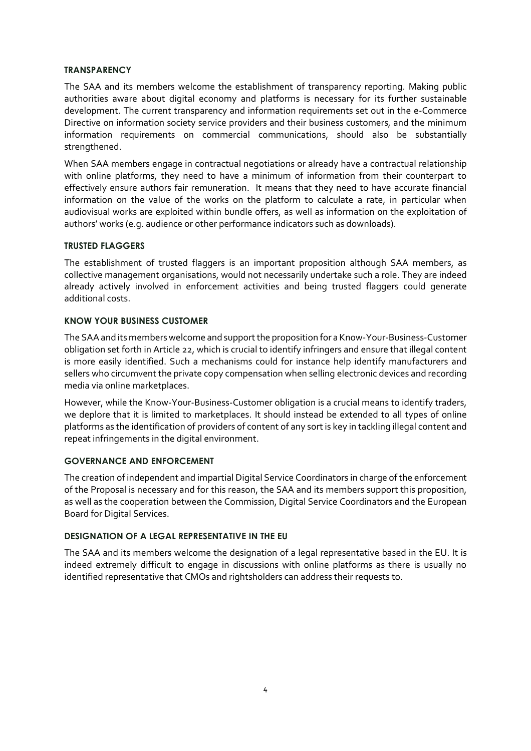### TRANSPARENCY

The SAA and its members welcome the establishment of transparency reporting. Making public authorities aware about digital economy and platforms is necessary for its further sustainable development. The current transparency and information requirements set out in the e-Commerce Directive on information society service providers and their business customers, and the minimum information requirements on commercial communications, should also be substantially strengthened.

When SAA members engage in contractual negotiations or already have a contractual relationship with online platforms, they need to have a minimum of information from their counterpart to effectively ensure authors fair remuneration. It means that they need to have accurate financial information on the value of the works on the platform to calculate a rate, in particular when audiovisual works are exploited within bundle offers, as well as information on the exploitation of authors' works (e.g. audience or other performance indicators such as downloads).

### TRUSTED FLAGGERS

The establishment of trusted flaggers is an important proposition although SAA members, as collective management organisations, would not necessarily undertake such a role. They are indeed already actively involved in enforcement activities and being trusted flaggers could generate additional costs.

### KNOW YOUR BUSINESS CUSTOMER

The SAA and its members welcome and support the proposition for a Know-Your-Business-Customer obligation set forth in Article 22, which is crucial to identify infringers and ensure that illegal content is more easily identified. Such a mechanisms could for instance help identify manufacturers and sellers who circumvent the private copy compensation when selling electronic devices and recording media via online marketplaces.

However, while the Know-Your-Business-Customer obligation is a crucial means to identify traders, we deplore that it is limited to marketplaces. It should instead be extended to all types of online platforms as the identification of providers of content of any sort is key in tackling illegal content and repeat infringements in the digital environment.

### GOVERNANCE AND ENFORCEMENT

The creation of independent and impartial Digital Service Coordinators in charge of the enforcement of the Proposal is necessary and for this reason, the SAA and its members support this proposition, as well as the cooperation between the Commission, Digital Service Coordinators and the European Board for Digital Services.

### DESIGNATION OF A LEGAL REPRESENTATIVE IN THE EU

The SAA and its members welcome the designation of a legal representative based in the EU. It is indeed extremely difficult to engage in discussions with online platforms as there is usually no identified representative that CMOs and rightsholders can address their requests to.